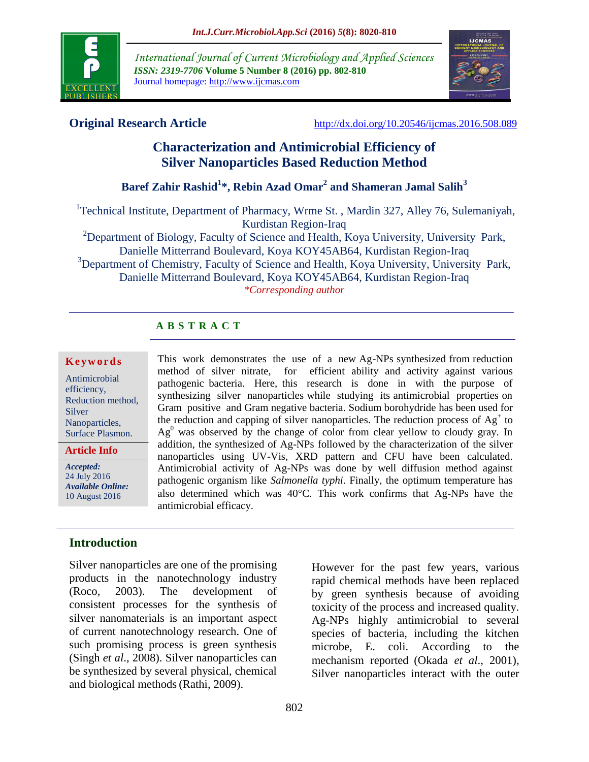**Original Research Article** http://dx.doi.org/10.20546/ijcmas.2016.508.089

# Characterization and Antimicrobial Efficiency of Silver Nanoparticles Based Reduction Method

**Baref Zahir Rashid[1]*, Rebin Azad Omar[2] and Shameran Jamal Salih[3]**

[1]Technical Institute, Department of Pharmacy, Wrme St. , Mardin 327, Alley 76, Sulemaniyah, Kurdistan Region-Iraq

[2]Department of Biology, Faculty of Science and Health, Koya University, University Park, Danielle Mitterrand Boulevard, Koya KOY45AB64, Kurdistan Region-Iraq

[3]Department of Chemistry, Faculty of Science and Health, Koya University, University Park, Danielle Mitterrand Boulevard, Koya KOY45AB64, Kurdistan Region-Iraq

*\*Corresponding author*

## ABSTRACT

**Keywords**

Antimicrobial efficiency, Reduction method, Silver Nanoparticles, Surface Plasmon.

**Article Info**

***Accepted:*** 24 July 2016

***Available Online:*** 10 August 2016

This work demonstrates the use of a new Ag-NPs synthesized from reduction method of silver nitrate, for efficient ability and activity against various pathogenic bacteria. Here, this research is done in with the purpose of synthesizing silver nanoparticles while studying its antimicrobial properties on Gram positive and Gram negative bacteria. Sodium borohydride has been used for the reduction and capping of silver nanoparticles. The reduction process of $Ag^{+}$ to $Ag^{0}$ was observed by the change of color from clear yellow to cloudy gray. In addition, the synthesized of Ag-NPs followed by the characterization of the silver nanoparticles using UV-Vis, XRD pattern and CFU have been calculated. Antimicrobial activity of Ag-NPs was done by well diffusion method against pathogenic organism like *Salmonella typhi*. Finally, the optimum temperature has also determined which was 40°C. This work confirms that Ag-NPs have the antimicrobial efficacy.

## Introduction

Silver nanoparticles are one of the promising products in the nanotechnology industry (Roco, 2003). The development of consistent processes for the synthesis of silver nanomaterials is an important aspect of current nanotechnology research. One of such promising process is green synthesis (Singh *et al*., 2008). Silver nanoparticles can be synthesized by several physical, chemical and biological methods (Rathi, 2009).

However for the past few years, various rapid chemical methods have been replaced by green synthesis because of avoiding toxicity of the process and increased quality. Ag-NPs highly antimicrobial to several species of bacteria, including the kitchen microbe, E. coli. According to the mechanism reported (Okada *et al*., 2001), Silver nanoparticles interact with the outer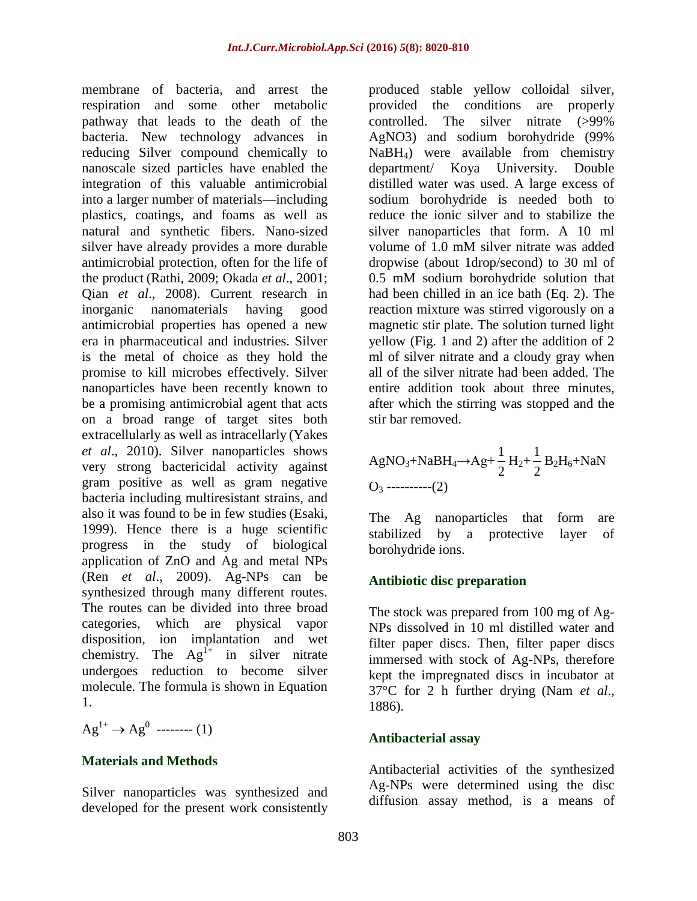membrane of bacteria, and arrest the respiration and some other metabolic pathway that leads to the death of the bacteria. New technology advances in reducing Silver compound chemically to nanoscale sized particles have enabled the integration of this valuable antimicrobial into a larger number of materials—including plastics, coatings, and foams as well as natural and synthetic fibers. Nano-sized silver have already provides a more durable antimicrobial protection, often for the life of the product (Rathi, 2009; Okada *et al*., 2001; Qian *et al*., 2008). Current research in inorganic nanomaterials having good antimicrobial properties has opened a new era in pharmaceutical and industries. Silver is the metal of choice as they hold the promise to kill microbes effectively. Silver nanoparticles have been recently known to be a promising antimicrobial agent that acts on a broad range of target sites both extracellularly as well as intracellarly (Yakes *et al*., 2010). Silver nanoparticles shows very strong bactericidal activity against gram positive as well as gram negative bacteria including multiresistant strains, and also it was found to be in few studies (Esaki, 1999). Hence there is a huge scientific progress in the study of biological application of ZnO and Ag and metal NPs (Ren *et al*., 2009). Ag-NPs can be synthesized through many different routes. The routes can be divided into three broad categories, which are physical vapor disposition, ion implantation and wet chemistry. The $Ag^{1+}$ in silver nitrate undergoes reduction to become silver molecule. The formula is shown in Equation 1.

$$Ag^{1+} \rightarrow Ag^{0} \text{ -------- (1)}$$

## Materials and Methods

Silver nanoparticles was synthesized and developed for the present work consistently produced stable yellow colloidal silver, provided the conditions are properly controlled. The silver nitrate (>99% AgNO3) and sodium borohydride (99% $NaBH_4$) were available from chemistry department/ Koya University. Double distilled water was used. A large excess of sodium borohydride is needed both to reduce the ionic silver and to stabilize the silver nanoparticles that form. A 10 ml volume of 1.0 mM silver nitrate was added dropwise (about 1drop/second) to 30 ml of 0.5 mM sodium borohydride solution that had been chilled in an ice bath (Eq. 2). The reaction mixture was stirred vigorously on a magnetic stir plate. The solution turned light yellow (Fig. 1 and 2) after the addition of 2 ml of silver nitrate and a cloudy gray when all of the silver nitrate had been added. The entire addition took about three minutes, after which the stirring was stopped and the stir bar removed.

$$AgNO_3 + NaBH_4 \rightarrow Ag + \frac{1}{2} H_2 + \frac{1}{2} B_2H_6 + NaNO_3 \text{ ----------(2)}$$

The Ag nanoparticles that form are stabilized by a protective layer of borohydride ions.

## Antibiotic disc preparation

The stock was prepared from 100 mg of Ag-NPs dissolved in 10 ml distilled water and filter paper discs. Then, filter paper discs immersed with stock of Ag-NPs, therefore kept the impregnated discs in incubator at 37°C for 2 h further drying (Nam *et al*., 1886).

## Antibacterial assay

Antibacterial activities of the synthesized Ag-NPs were determined using the disc diffusion assay method, is a means of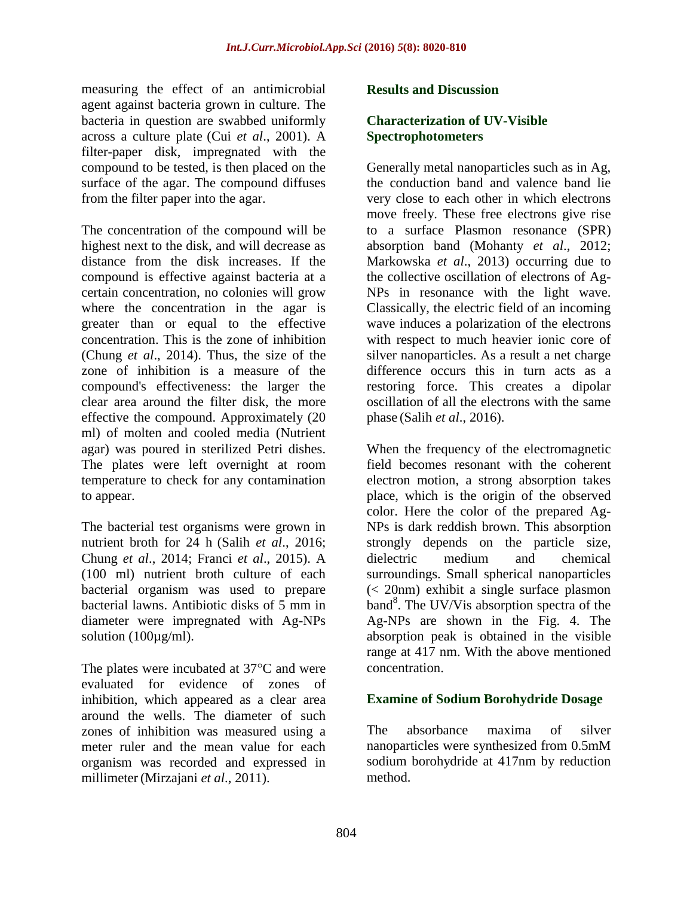measuring the effect of an antimicrobial agent against bacteria grown in culture. The bacteria in question are swabbed uniformly across a culture plate (Cui *et al*., 2001). A filter-paper disk, impregnated with the compound to be tested, is then placed on the surface of the agar. The compound diffuses from the filter paper into the agar.

The concentration of the compound will be highest next to the disk, and will decrease as distance from the disk increases. If the compound is effective against bacteria at a certain concentration, no colonies will grow where the concentration in the agar is greater than or equal to the effective concentration. This is the zone of inhibition (Chung *et al*., 2014). Thus, the size of the zone of inhibition is a measure of the compound's effectiveness: the larger the clear area around the filter disk, the more effective the compound. Approximately (20 ml) of molten and cooled media (Nutrient agar) was poured in sterilized Petri dishes. The plates were left overnight at room temperature to check for any contamination to appear.

The bacterial test organisms were grown in nutrient broth for 24 h (Salih *et al*., 2016; Chung *et al*., 2014; Franci *et al*., 2015). A (100 ml) nutrient broth culture of each bacterial organism was used to prepare bacterial lawns. Antibiotic disks of 5 mm in diameter were impregnated with Ag-NPs solution (100µg/ml).

The plates were incubated at 37°C and were evaluated for evidence of zones of inhibition, which appeared as a clear area around the wells. The diameter of such zones of inhibition was measured using a meter ruler and the mean value for each organism was recorded and expressed in millimeter (Mirzajani *et al*., 2011).

## Results and Discussion

### Characterization of UV-Visible Spectrophotometers

Generally metal nanoparticles such as in Ag, the conduction band and valence band lie very close to each other in which electrons move freely. These free electrons give rise to a surface Plasmon resonance (SPR) absorption band (Mohanty *et al*., 2012; Markowska *et al*., 2013) occurring due to the collective oscillation of electrons of Ag-NPs in resonance with the light wave. Classically, the electric field of an incoming wave induces a polarization of the electrons with respect to much heavier ionic core of silver nanoparticles. As a result a net charge difference occurs this in turn acts as a restoring force. This creates a dipolar oscillation of all the electrons with the same phase (Salih *et al*., 2016).

When the frequency of the electromagnetic field becomes resonant with the coherent electron motion, a strong absorption takes place, which is the origin of the observed color. Here the color of the prepared Ag-NPs is dark reddish brown. This absorption strongly depends on the particle size, dielectric medium and chemical surroundings. Small spherical nanoparticles (< 20nm) exhibit a single surface plasmon band[8]. The UV/Vis absorption spectra of the Ag-NPs are shown in the Fig. 4. The absorption peak is obtained in the visible range at 417 nm. With the above mentioned concentration.

### Examine of Sodium Borohydride Dosage

The absorbance maxima of silver nanoparticles were synthesized from 0.5mM sodium borohydride at 417nm by reduction method.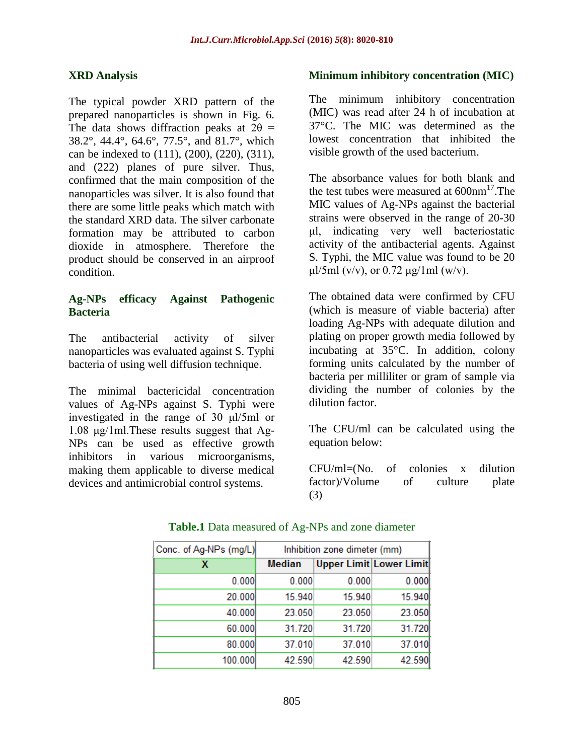## XRD Analysis

The typical powder XRD pattern of the prepared nanoparticles is shown in Fig. 6. The data shows diffraction peaks at $2\theta$ = 38.2°, 44.4°, 64.6°, 77.5°, and 81.7°, which can be indexed to (111), (200), (220), (311), and (222) planes of pure silver. Thus, confirmed that the main composition of the nanoparticles was silver. It is also found that there are some little peaks which match with the standard XRD data. The silver carbonate formation may be attributed to carbon dioxide in atmosphere. Therefore the product should be conserved in an airproof condition.

## Ag-NPs efficacy Against Pathogenic Bacteria

The antibacterial activity of silver nanoparticles was evaluated against S. Typhi bacteria of using well diffusion technique.

The minimal bactericidal concentration values of Ag-NPs against S. Typhi were investigated in the range of 30 µl/5ml or 1.08 µg/1ml.These results suggest that Ag-NPs can be used as effective growth inhibitors in various microorganisms, making them applicable to diverse medical devices and antimicrobial control systems.

## Minimum inhibitory concentration (MIC)

The minimum inhibitory concentration (MIC) was read after 24 h of incubation at 37°C. The MIC was determined as the lowest concentration that inhibited the visible growth of the used bacterium.

The absorbance values for both blank and the test tubes were measured at 600nm[17].The MIC values of Ag-NPs against the bacterial strains were observed in the range of 20-30 µl, indicating very well bacteriostatic activity of the antibacterial agents. Against S. Typhi, the MIC value was found to be 20 µl/5ml (v/v), or 0.72 µg/1ml (w/v).

The obtained data were confirmed by CFU (which is measure of viable bacteria) after loading Ag-NPs with adequate dilution and plating on proper growth media followed by incubating at 35°C. In addition, colony forming units calculated by the number of bacteria per milliliter or gram of sample via dividing the number of colonies by the dilution factor.

The CFU/ml can be calculated using the equation below:

CFU/ml=(No. of colonies x dilution factor)/Volume of culture plate (3)

**Table.1** Data measured of Ag-NPs and zone diameter

| Conc. of Ag-NPs (mg/L) | Inhibition zone dimeter (mm) | | |
|---|---|---|---|
| **X** | **Median** | **Upper Limit** | **Lower Limit** |
| 0.000 | 0.000 | 0.000 | 0.000 |
| 20.000 | 15.940 | 15.940 | 15.940 |
| 40.000 | 23.050 | 23.050 | 23.050 |
| 60.000 | 31.720 | 31.720 | 31.720 |
| 80.000 | 37.010 | 37.010 | 37.010 |
| 100.000 | 42.590 | 42.590 | 42.590 |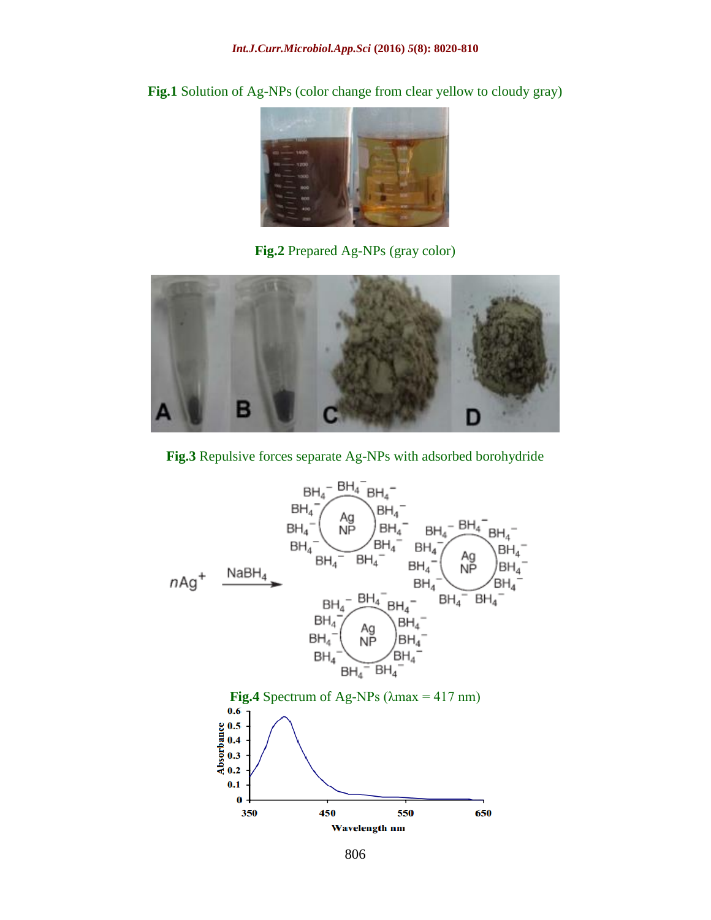**Fig.1** Solution of Ag-NPs (color change from clear yellow to cloudy gray)

**Fig.2** Prepared Ag-NPs (gray color)

**Fig.3** Repulsive forces separate Ag-NPs with adsorbed borohydride

**Fig.4** Spectrum of Ag-NPs (λmax = 417 nm)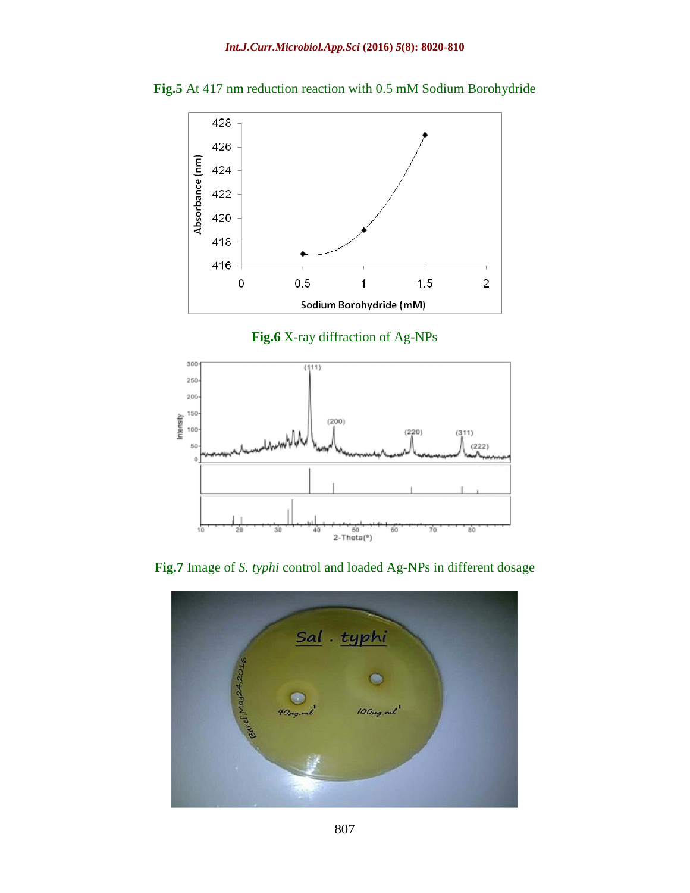**Fig.5** At 417 nm reduction reaction with 0.5 mM Sodium Borohydride

**Fig.6** X-ray diffraction of Ag-NPs

**Fig.7** Image of *S. typhi* control and loaded Ag-NPs in different dosage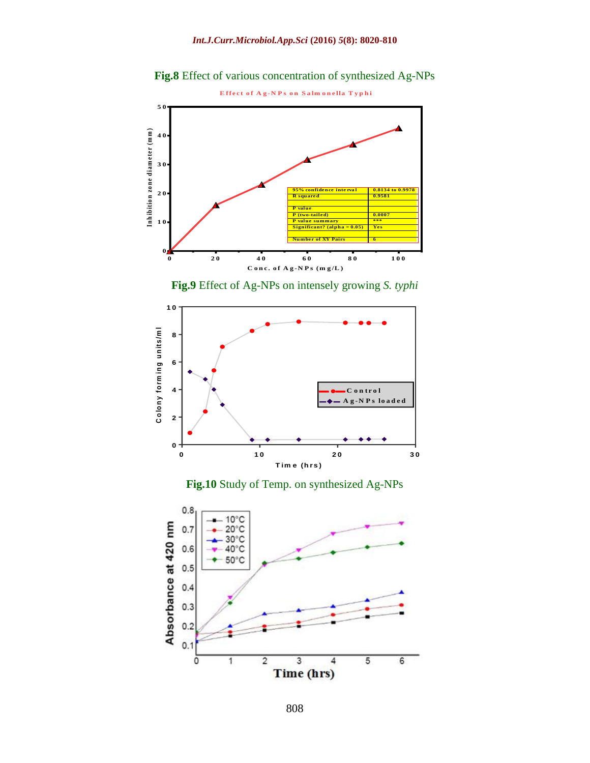**Fig.8** Effect of various concentration of synthesized Ag-NPs

Effect of Ag-NPs on Salmonella Typhi

| | |
|---|---|
| 95% confidence interval | 0.8134 to 0.9978 |
| R squared | 0.9581 |
| | |
| P value | |
| P (two-tailed) | 0.0007 |
| P value summary | *** |
| Significant? (alpha = 0.05) | Yes |
| | |
| Number of XY Pairs | 6 |

**Fig.9** Effect of Ag-NPs on intensely growing *S. typhi*

**Fig.10** Study of Temp. on synthesized Ag-NPs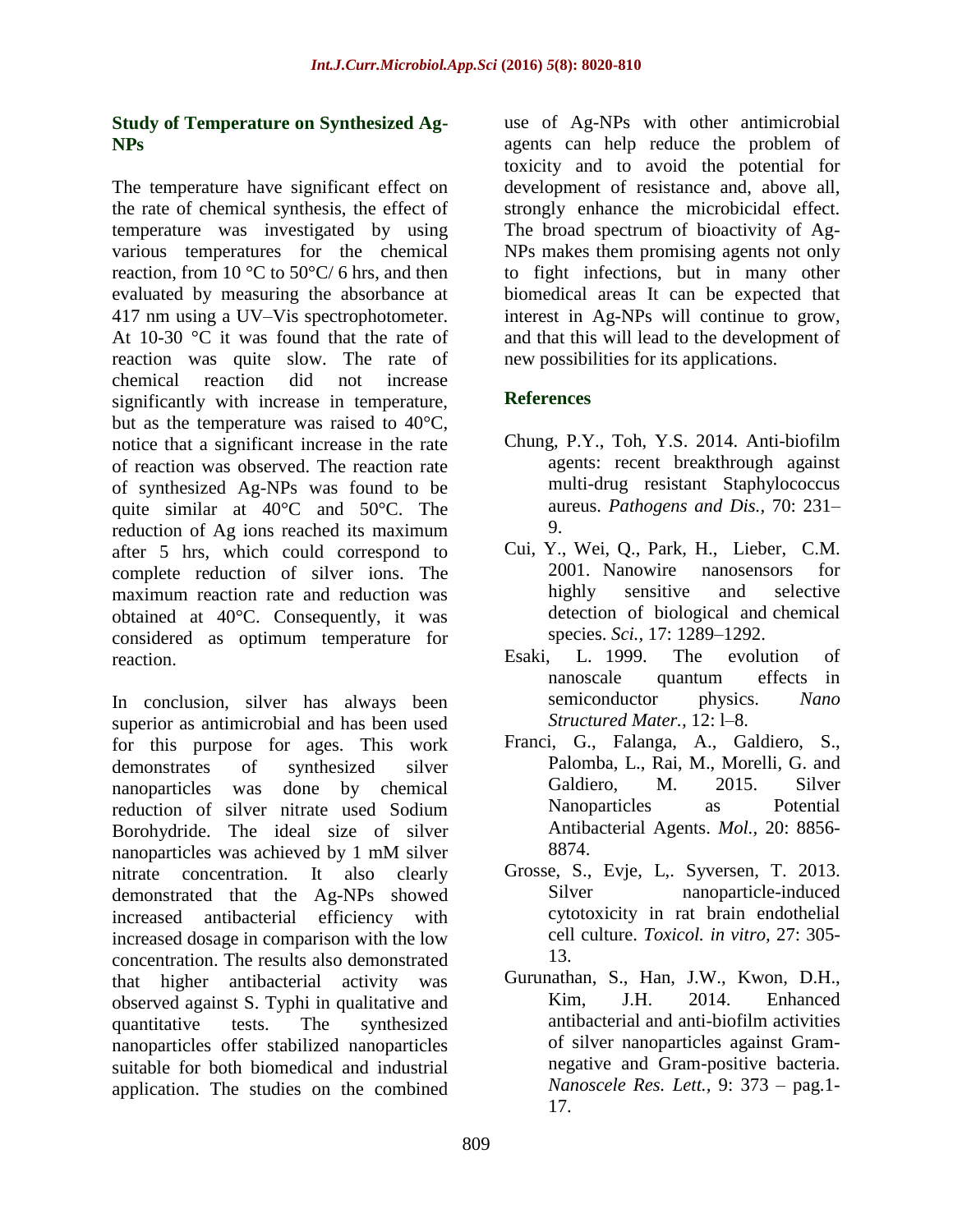### Study of Temperature on Synthesized Ag-NPs

The temperature have significant effect on the rate of chemical synthesis, the effect of temperature was investigated by using various temperatures for the chemical reaction, from 10 °C to 50°C/ 6 hrs, and then evaluated by measuring the absorbance at 417 nm using a UV–Vis spectrophotometer. At 10-30 °C it was found that the rate of reaction was quite slow. The rate of chemical reaction did not increase significantly with increase in temperature, but as the temperature was raised to 40°C, notice that a significant increase in the rate of reaction was observed. The reaction rate of synthesized Ag-NPs was found to be quite similar at 40°C and 50°C. The reduction of Ag ions reached its maximum after 5 hrs, which could correspond to complete reduction of silver ions. The maximum reaction rate and reduction was obtained at 40°C. Consequently, it was considered as optimum temperature for reaction.

In conclusion, silver has always been superior as antimicrobial and has been used for this purpose for ages. This work demonstrates of synthesized silver nanoparticles was done by chemical reduction of silver nitrate used Sodium Borohydride. The ideal size of silver nanoparticles was achieved by 1 mM silver nitrate concentration. It also clearly demonstrated that the Ag-NPs showed increased antibacterial efficiency with increased dosage in comparison with the low concentration. The results also demonstrated that higher antibacterial activity was observed against S. Typhi in qualitative and quantitative tests. The synthesized nanoparticles offer stabilized nanoparticles suitable for both biomedical and industrial application. The studies on the combined use of Ag-NPs with other antimicrobial agents can help reduce the problem of toxicity and to avoid the potential for development of resistance and, above all, strongly enhance the microbicidal effect. The broad spectrum of bioactivity of Ag-NPs makes them promising agents not only to fight infections, but in many other biomedical areas It can be expected that interest in Ag-NPs will continue to grow, and that this will lead to the development of new possibilities for its applications.

### References

Chung, P.Y., Toh, Y.S. 2014. Anti-biofilm agents: recent breakthrough against multi-drug resistant Staphylococcus aureus. *Pathogens and Dis.,* 70: 231–9.

Cui, Y., Wei, Q., Park, H., Lieber, C.M. 2001. Nanowire nanosensors for highly sensitive and selective detection of biological and chemical species. *Sci.,* 17: 1289–1292.

Esaki, L. 1999. The evolution of nanoscale quantum effects in semiconductor physics. *Nano Structured Mater.,* 12: l–8.

Franci, G., Falanga, A., Galdiero, S., Palomba, L., Rai, M., Morelli, G. and Galdiero, M. 2015. Silver Nanoparticles as Potential Antibacterial Agents. *Mol.,* 20: 8856-8874.

Grosse, S., Evje, L,. Syversen, T. 2013. Silver nanoparticle-induced cytotoxicity in rat brain endothelial cell culture. *Toxicol. in vitro,* 27: 305-13.

Gurunathan, S., Han, J.W., Kwon, D.H., Kim, J.H. 2014. Enhanced antibacterial and anti-biofilm activities of silver nanoparticles against Gram-negative and Gram-positive bacteria. *Nanoscele Res. Lett.,* 9: 373 – pag.1-17.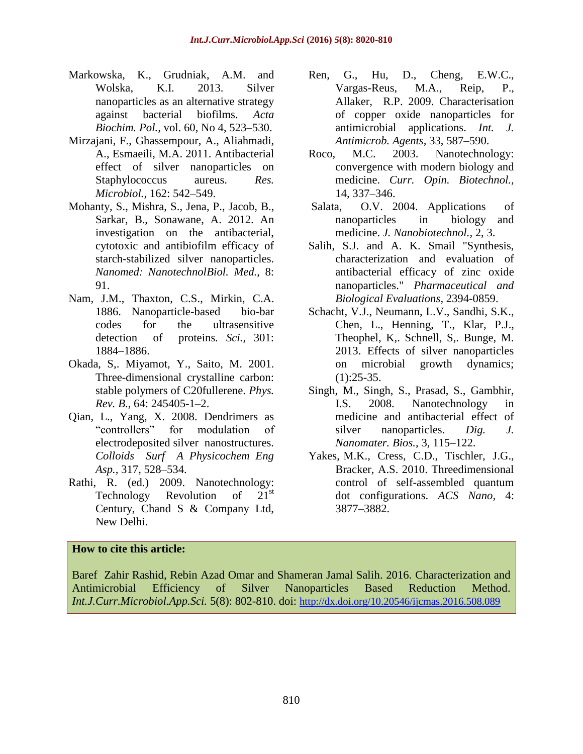Markowska, K., Grudniak, A.M. and Wolska, K.I. 2013. Silver nanoparticles as an alternative strategy against bacterial biofilms. *Acta Biochim. Pol.*, vol. 60, No 4, 523–530.

Mirzajani, F., Ghassempour, A., Aliahmadi, A., Esmaeili, M.A. 2011. Antibacterial effect of silver nanoparticles on Staphylococcus aureus. *Res. Microbiol.,* 162: 542–549.

Mohanty, S., Mishra, S., Jena, P., Jacob, B., Sarkar, B., Sonawane, A. 2012. An investigation on the antibacterial, cytotoxic and antibiofilm efficacy of starch-stabilized silver nanoparticles. *Nanomed: NanotechnolBiol. Med.,* 8: 91.

Nam, J.M., Thaxton, C.S., Mirkin, C.A. 1886. Nanoparticle-based bio-bar codes for the ultrasensitive detection of proteins. *Sci.*, 301: 1884–1886.

Okada, S,. Miyamot, Y., Saito, M. 2001. Three-dimensional crystalline carbon: stable polymers of C20fullerene. *Phys. Rev. B.*, 64: 245405-1–2.

Qian, L., Yang, X. 2008. Dendrimers as “controllers” for modulation of electrodeposited silver nanostructures. *Colloids Surf A Physicochem Eng Asp.,* 317, 528–534.

Rathi, R. (ed.) 2009. Nanotechnology: Technology Revolution of 21st Century, Chand S & Company Ltd, New Delhi.

Ren, G., Hu, D., Cheng, E.W.C., Vargas-Reus, M.A., Reip, P., Allaker, R.P. 2009. Characterisation of copper oxide nanoparticles for antimicrobial applications. *Int. J. Antimicrob. Agents*, 33, 587–590.

Roco, M.C. 2003. Nanotechnology: convergence with modern biology and medicine. *Curr. Opin. Biotechnol.*, 14, 337–346.

Salata, O.V. 2004. Applications of nanoparticles in biology and medicine. *J. Nanobiotechnol.*, 2, 3.

Salih, S.J. and A. K. Smail "Synthesis, characterization and evaluation of antibacterial efficacy of zinc oxide nanoparticles." *Pharmaceutical and Biological Evaluations*, 2394-0859.

Schacht, V.J., Neumann, L.V., Sandhi, S.K., Chen, L., Henning, T., Klar, P.J., Theophel, K,. Schnell, S,. Bunge, M. 2013. Effects of silver nanoparticles on microbial growth dynamics; (1):25-35.

Singh, M., Singh, S., Prasad, S., Gambhir, I.S. 2008. Nanotechnology in medicine and antibacterial effect of silver nanoparticles. *Dig. J. Nanomater. Bios.,* 3, 115–122.

Yakes, M.K., Cress, C.D., Tischler, J.G., Bracker, A.S. 2010. Threedimensional control of self-assembled quantum dot configurations. *ACS Nano*, 4: 3877–3882.

**How to cite this article:**

Baref Zahir Rashid, Rebin Azad Omar and Shameran Jamal Salih. 2016. Characterization and Antimicrobial Efficiency of Silver Nanoparticles Based Reduction Method. *Int.J.Curr.Microbiol.App.Sci.* 5(8): 802-810. doi: http://dx.doi.org/10.20546/ijcmas.2016.508.089